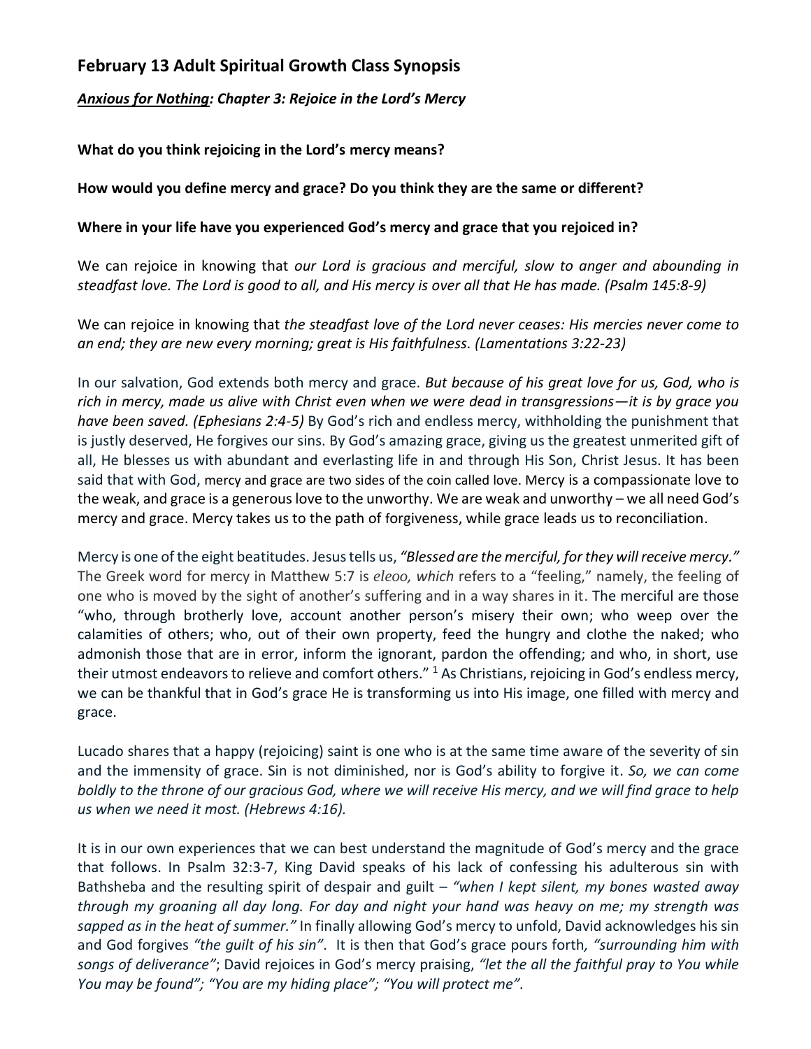## February 13 Adult Spiritual Growth Class Synopsis

***Anxious for Nothing*: Chapter 3: Rejoice in the Lord's Mercy**

**What do you think rejoicing in the Lord's mercy means?**

**How would you define mercy and grace? Do you think they are the same or different?**

**Where in your life have you experienced God's mercy and grace that you rejoiced in?**

We can rejoice in knowing that *our Lord is gracious and merciful, slow to anger and abounding in steadfast love. The Lord is good to all, and His mercy is over all that He has made. (Psalm 145:8-9)*

We can rejoice in knowing that *the steadfast love of the Lord never ceases: His mercies never come to an end; they are new every morning; great is His faithfulness. (Lamentations 3:22-23)*

In our salvation, God extends both mercy and grace. *But because of his great love for us, God, who is rich in mercy, made us alive with Christ even when we were dead in transgressions—it is by grace you have been saved. (Ephesians 2:4-5)* By God's rich and endless mercy, withholding the punishment that is justly deserved, He forgives our sins. By God's amazing grace, giving us the greatest unmerited gift of all, He blesses us with abundant and everlasting life in and through His Son, Christ Jesus. It has been said that with God, mercy and grace are two sides of the coin called love. Mercy is a compassionate love to the weak, and grace is a generous love to the unworthy. We are weak and unworthy – we all need God's mercy and grace. Mercy takes us to the path of forgiveness, while grace leads us to reconciliation.

Mercy is one of the eight beatitudes. Jesus tells us, *"Blessed are the merciful, for they will receive mercy."* The Greek word for mercy in Matthew 5:7 is *eleoo, which* refers to a "feeling," namely, the feeling of one who is moved by the sight of another's suffering and in a way shares in it. The merciful are those "who, through brotherly love, account another person's misery their own; who weep over the calamities of others; who, out of their own property, feed the hungry and clothe the naked; who admonish those that are in error, inform the ignorant, pardon the offending; and who, in short, use their utmost endeavors to relieve and comfort others." [1] As Christians, rejoicing in God's endless mercy, we can be thankful that in God's grace He is transforming us into His image, one filled with mercy and grace.

Lucado shares that a happy (rejoicing) saint is one who is at the same time aware of the severity of sin and the immensity of grace. Sin is not diminished, nor is God's ability to forgive it. *So, we can come boldly to the throne of our gracious God, where we will receive His mercy, and we will find grace to help us when we need it most. (Hebrews 4:16).*

It is in our own experiences that we can best understand the magnitude of God's mercy and the grace that follows. In Psalm 32:3-7, King David speaks of his lack of confessing his adulterous sin with Bathsheba and the resulting spirit of despair and guilt – *"when I kept silent, my bones wasted away through my groaning all day long. For day and night your hand was heavy on me; my strength was sapped as in the heat of summer."* In finally allowing God's mercy to unfold, David acknowledges his sin and God forgives *"the guilt of his sin"*. It is then that God's grace pours forth, *"surrounding him with songs of deliverance"*; David rejoices in God's mercy praising, *"let the all the faithful pray to You while You may be found"; "You are my hiding place"; "You will protect me".*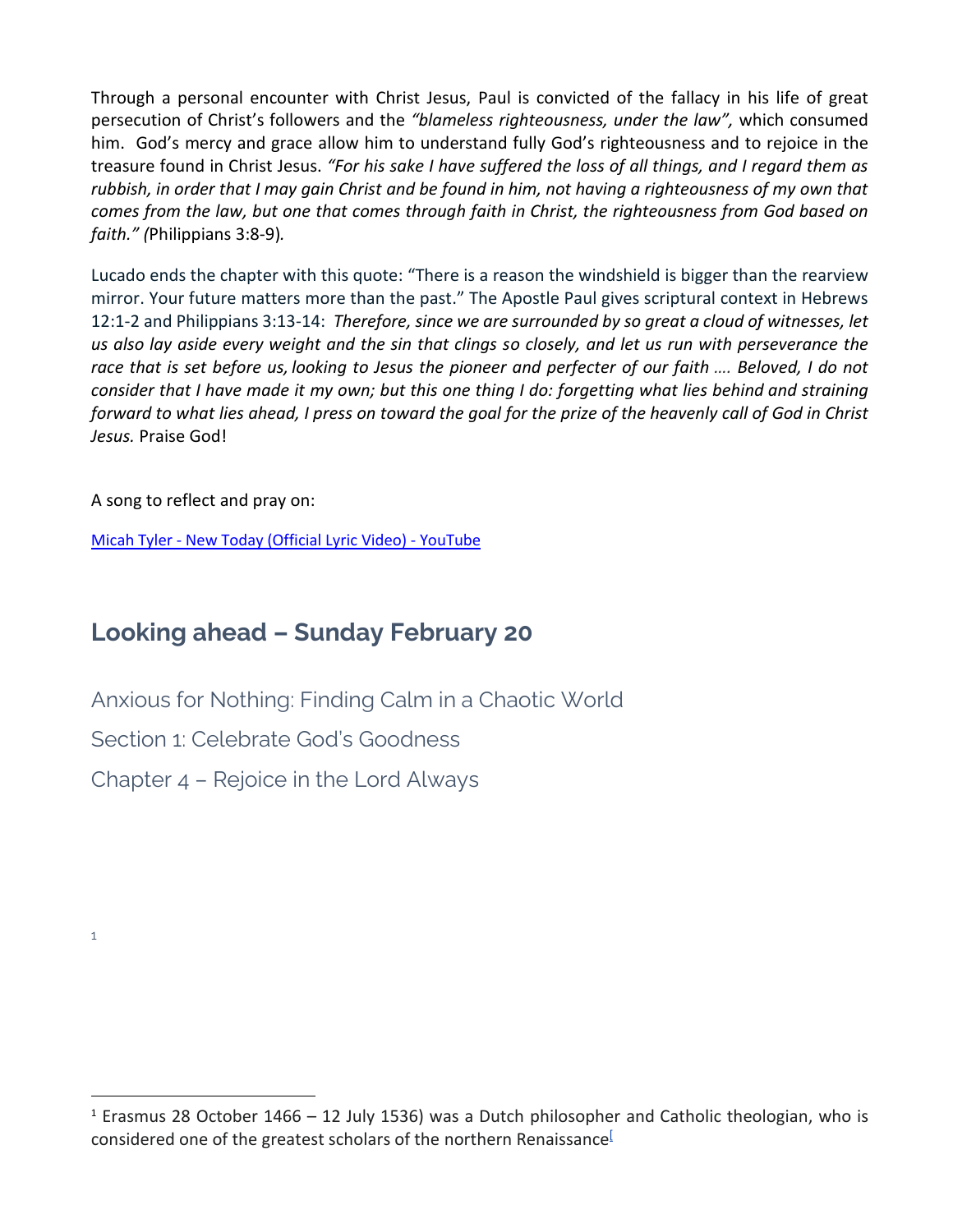Through a personal encounter with Christ Jesus, Paul is convicted of the fallacy in his life of great persecution of Christ's followers and the *"blameless righteousness, under the law",* which consumed him. God's mercy and grace allow him to understand fully God's righteousness and to rejoice in the treasure found in Christ Jesus. *"For his sake I have suffered the loss of all things, and I regard them as rubbish, in order that I may gain Christ and be found in him, not having a righteousness of my own that comes from the law, but one that comes through faith in Christ, the righteousness from God based on faith." (*Philippians 3:8-9)*.*

Lucado ends the chapter with this quote: "There is a reason the windshield is bigger than the rearview mirror. Your future matters more than the past." The Apostle Paul gives scriptural context in Hebrews 12:1-2 and Philippians 3:13-14: *Therefore, since we are surrounded by so great a cloud of witnesses, let us also lay aside every weight and the sin that clings so closely, and let us run with perseverance the race that is set before us, looking to Jesus the pioneer and perfecter of our faith …. Beloved, I do not consider that I have made it my own; but this one thing I do: forgetting what lies behind and straining forward to what lies ahead, I press on toward the goal for the prize of the heavenly call of God in Christ Jesus.* Praise God!

A song to reflect and pray on:

[Micah Tyler - New Today (Official Lyric Video) - YouTube]

## Looking ahead – Sunday February 20

### Anxious for Nothing: Finding Calm in a Chaotic World

### Section 1: Celebrate God's Goodness

### Chapter 4 – Rejoice in the Lord Always

[1]

---

[1] Erasmus 28 October 1466 – 12 July 1536) was a Dutch philosopher and Catholic theologian, who is considered one of the greatest scholars of the northern Renaissance[